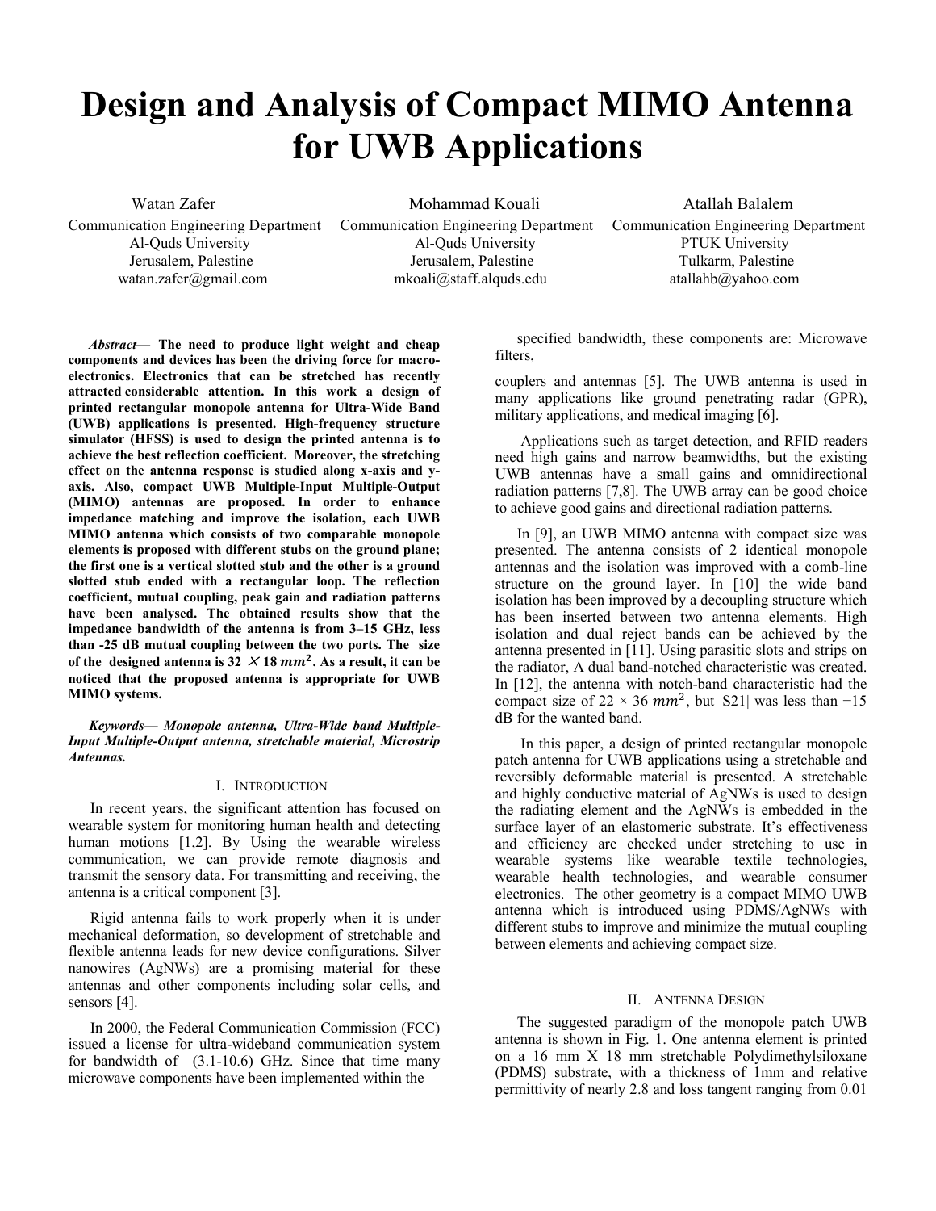# Design and Analysis of Compact MIMO Antenna for UWB Applications

Watan Zafer
Communication Engineering Department
Al-Quds University
Jerusalem, Palestine
watan.zafer@gmail.com

Mohammad Kouali
Communication Engineering Department
Al-Quds University
Jerusalem, Palestine
mkoali@staff.alquds.edu

Atallah Balalem
Communication Engineering Department
PTUK University
Tulkarm, Palestine
atallahb@yahoo.com

***Abstract*— The need to produce light weight and cheap components and devices has been the driving force for macro-electronics. Electronics that can be stretched has recently attracted considerable attention. In this work a design of printed rectangular monopole antenna for Ultra-Wide Band (UWB) applications is presented. High-frequency structure simulator (HFSS) is used to design the printed antenna is to achieve the best reflection coefficient. Moreover, the stretching effect on the antenna response is studied along x-axis and y-axis. Also, compact UWB Multiple-Input Multiple-Output (MIMO) antennas are proposed. In order to enhance impedance matching and improve the isolation, each UWB MIMO antenna which consists of two comparable monopole elements is proposed with different stubs on the ground plane; the first one is a vertical slotted stub and the other is a ground slotted stub ended with a rectangular loop. The reflection coefficient, mutual coupling, peak gain and radiation patterns have been analysed. The obtained results show that the impedance bandwidth of the antenna is from 3–15 GHz, less than -25 dB mutual coupling between the two ports. The size of the designed antenna is $32 \times 18\ mm^2$. As a result, it can be noticed that the proposed antenna is appropriate for UWB MIMO systems.**

***Keywords*— *Monopole antenna, Ultra-Wide band Multiple-Input Multiple-Output antenna, stretchable material, Microstrip Antennas.***

## I. Introduction

In recent years, the significant attention has focused on wearable system for monitoring human health and detecting human motions [1,2]. By Using the wearable wireless communication, we can provide remote diagnosis and transmit the sensory data. For transmitting and receiving, the antenna is a critical component [3].

Rigid antenna fails to work properly when it is under mechanical deformation, so development of stretchable and flexible antenna leads for new device configurations. Silver nanowires (AgNWs) are a promising material for these antennas and other components including solar cells, and sensors [4].

In 2000, the Federal Communication Commission (FCC) issued a license for ultra-wideband communication system for bandwidth of (3.1-10.6) GHz. Since that time many microwave components have been implemented within the specified bandwidth, these components are: Microwave filters,

couplers and antennas [5]. The UWB antenna is used in many applications like ground penetrating radar (GPR), military applications, and medical imaging [6].

Applications such as target detection, and RFID readers need high gains and narrow beamwidths, but the existing UWB antennas have a small gains and omnidirectional radiation patterns [7,8]. The UWB array can be good choice to achieve good gains and directional radiation patterns.

In [9], an UWB MIMO antenna with compact size was presented. The antenna consists of 2 identical monopole antennas and the isolation was improved with a comb-line structure on the ground layer. In [10] the wide band isolation has been improved by a decoupling structure which has been inserted between two antenna elements. High isolation and dual reject bands can be achieved by the antenna presented in [11]. Using parasitic slots and strips on the radiator, A dual band-notched characteristic was created. In [12], the antenna with notch-band characteristic had the compact size of $22 \times 36\ mm^2$, but |S21| was less than −15 dB for the wanted band.

In this paper, a design of printed rectangular monopole patch antenna for UWB applications using a stretchable and reversibly deformable material is presented. A stretchable and highly conductive material of AgNWs is used to design the radiating element and the AgNWs is embedded in the surface layer of an elastomeric substrate. It's effectiveness and efficiency are checked under stretching to use in wearable systems like wearable textile technologies, wearable health technologies, and wearable consumer electronics. The other geometry is a compact MIMO UWB antenna which is introduced using PDMS/AgNWs with different stubs to improve and minimize the mutual coupling between elements and achieving compact size.

## II. Antenna Design

The suggested paradigm of the monopole patch UWB antenna is shown in Fig. 1. One antenna element is printed on a 16 mm X 18 mm stretchable Polydimethylsiloxane (PDMS) substrate, with a thickness of 1mm and relative permittivity of nearly 2.8 and loss tangent ranging from 0.01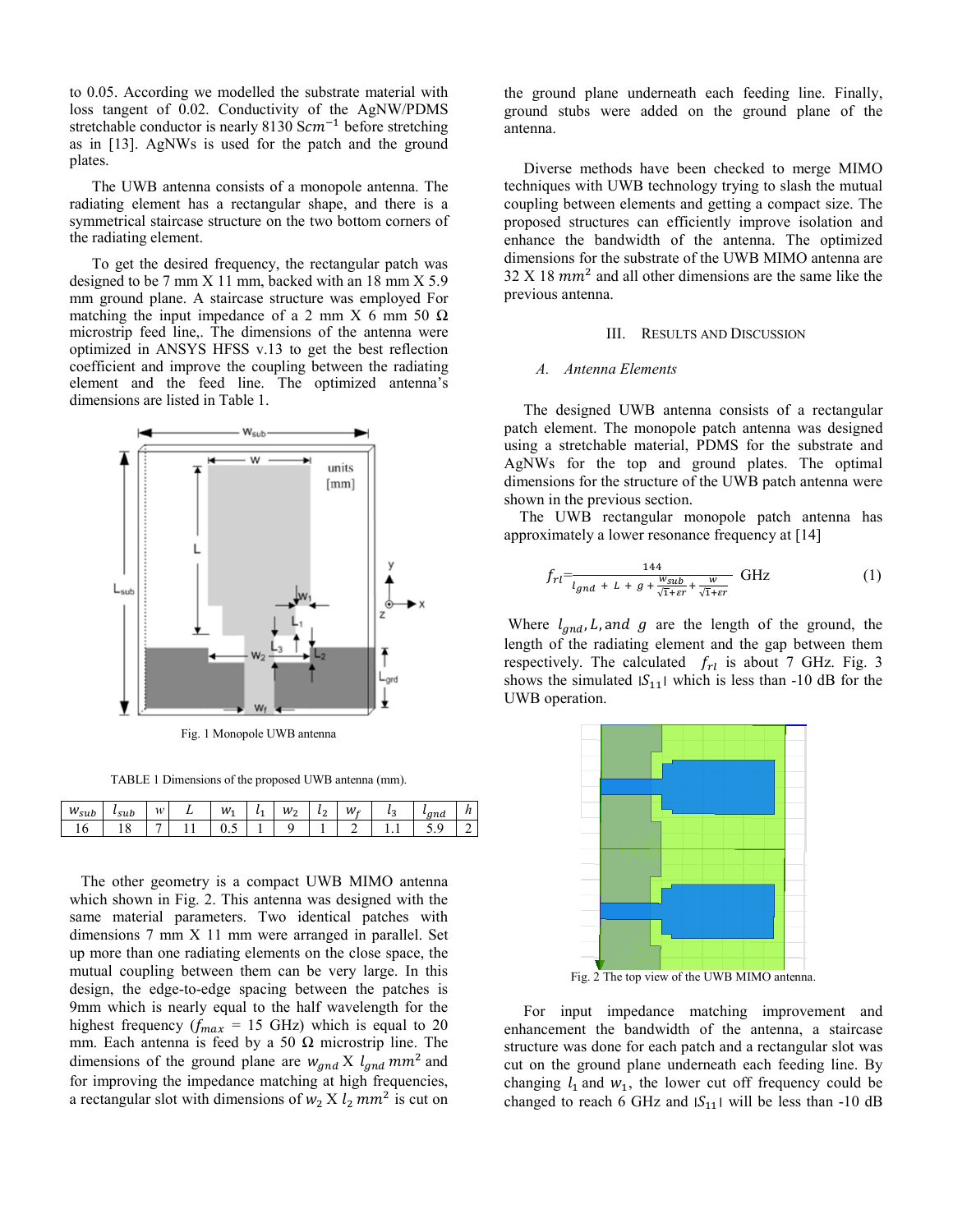to 0.05. According we modelled the substrate material with loss tangent of 0.02. Conductivity of the AgNW/PDMS stretchable conductor is nearly 8130 $Scm^{-1}$ before stretching as in [13]. AgNWs is used for the patch and the ground plates.

The UWB antenna consists of a monopole antenna. The radiating element has a rectangular shape, and there is a symmetrical staircase structure on the two bottom corners of the radiating element.

To get the desired frequency, the rectangular patch was designed to be 7 mm X 11 mm, backed with an 18 mm X 5.9 mm ground plane. A staircase structure was employed For matching the input impedance of a 2 mm X 6 mm 50 Ω microstrip feed line,. The dimensions of the antenna were optimized in ANSYS HFSS v.13 to get the best reflection coefficient and improve the coupling between the radiating element and the feed line. The optimized antenna's dimensions are listed in Table 1.

Fig. 1 Monopole UWB antenna

TABLE 1 Dimensions of the proposed UWB antenna (mm).

| $w_{sub}$ | $l_{sub}$ | $w$ | $L$ | $w_1$ | $l_1$ | $w_2$ | $l_2$ | $w_f$ | $l_3$ | $l_{gnd}$ | $h$ |
|---|---|---|---|---|---|---|---|---|---|---|---|
| 16 | 18 | 7 | 11 | 0.5 | 1 | 9 | 1 | 2 | 1.1 | 5.9 | 2 |

The other geometry is a compact UWB MIMO antenna which shown in Fig. 2. This antenna was designed with the same material parameters. Two identical patches with dimensions 7 mm X 11 mm were arranged in parallel. Set up more than one radiating elements on the close space, the mutual coupling between them can be very large. In this design, the edge-to-edge spacing between the patches is 9mm which is nearly equal to the half wavelength for the highest frequency ($f_{max}$ = 15 GHz) which is equal to 20 mm. Each antenna is feed by a 50 Ω microstrip line. The dimensions of the ground plane are $w_{gnd}$ X $l_{gnd}$ $mm^2$ and for improving the impedance matching at high frequencies, a rectangular slot with dimensions of $w_2$ X $l_2$ $mm^2$ is cut on the ground plane underneath each feeding line. Finally, ground stubs were added on the ground plane of the antenna.

Diverse methods have been checked to merge MIMO techniques with UWB technology trying to slash the mutual coupling between elements and getting a compact size. The proposed structures can efficiently improve isolation and enhance the bandwidth of the antenna. The optimized dimensions for the substrate of the UWB MIMO antenna are 32 X 18 $mm^2$ and all other dimensions are the same like the previous antenna.

## III. Results and Discussion

### A. Antenna Elements

The designed UWB antenna consists of a rectangular patch element. The monopole patch antenna was designed using a stretchable material, PDMS for the substrate and AgNWs for the top and ground plates. The optimal dimensions for the structure of the UWB patch antenna were shown in the previous section.

The UWB rectangular monopole patch antenna has approximately a lower resonance frequency at [14]

$$f_{rl} = \frac{144}{l_{gnd} + L + g + \frac{w_{sub}}{\sqrt{1+\varepsilon r}} + \frac{w}{\sqrt{1+\varepsilon r}}} \text{ GHz} \tag{1}$$

Where $l_{gnd}, L,$ and $g$ are the length of the ground, the length of the radiating element and the gap between them respectively. The calculated $f_{rl}$ is about 7 GHz. Fig. 3 shows the simulated $|S_{11}|$ which is less than -10 dB for the UWB operation.

Fig. 2 The top view of the UWB MIMO antenna.

For input impedance matching improvement and enhancement the bandwidth of the antenna, a staircase structure was done for each patch and a rectangular slot was cut on the ground plane underneath each feeding line. By changing $l_1$ and $w_1$, the lower cut off frequency could be changed to reach 6 GHz and $|S_{11}|$ will be less than -10 dB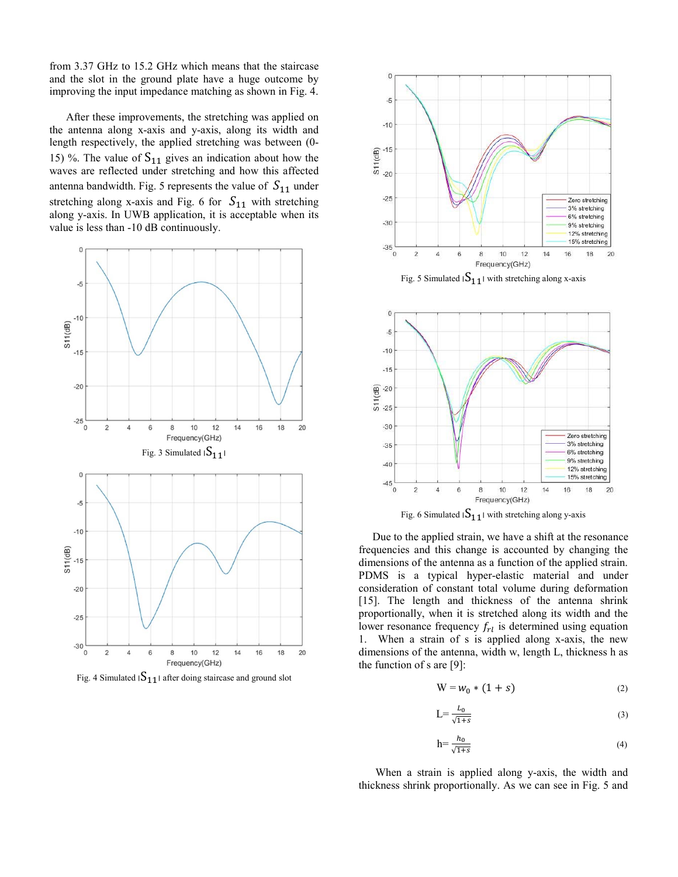from 3.37 GHz to 15.2 GHz which means that the staircase and the slot in the ground plate have a huge outcome by improving the input impedance matching as shown in Fig. 4.

After these improvements, the stretching was applied on the antenna along x-axis and y-axis, along its width and length respectively, the applied stretching was between (0-15) %. The value of $S_{11}$ gives an indication about how the waves are reflected under stretching and how this affected antenna bandwidth. Fig. 5 represents the value of $S_{11}$ under stretching along x-axis and Fig. 6 for $S_{11}$ with stretching along y-axis. In UWB application, it is acceptable when its value is less than -10 dB continuously.

Fig. 3 Simulated $|S_{11}|$

Fig. 4 Simulated $|S_{11}|$ after doing staircase and ground slot

Fig. 5 Simulated $|S_{11}|$ with stretching along x-axis

Fig. 6 Simulated $|S_{11}|$ with stretching along y-axis

Due to the applied strain, we have a shift at the resonance frequencies and this change is accounted by changing the dimensions of the antenna as a function of the applied strain. PDMS is a typical hyper-elastic material and under consideration of constant total volume during deformation [15]. The length and thickness of the antenna shrink proportionally, when it is stretched along its width and the lower resonance frequency $f_{rl}$ is determined using equation 1. When a strain of s is applied along x-axis, the new dimensions of the antenna, width w, length L, thickness h as the function of s are [9]:

$$W = w_0 * (1 + s) \tag{2}$$

$$L = \frac{L_0}{\sqrt{1+s}} \tag{3}$$

$$h = \frac{h_0}{\sqrt{1+s}} \tag{4}$$

When a strain is applied along y-axis, the width and thickness shrink proportionally. As we can see in Fig. 5 and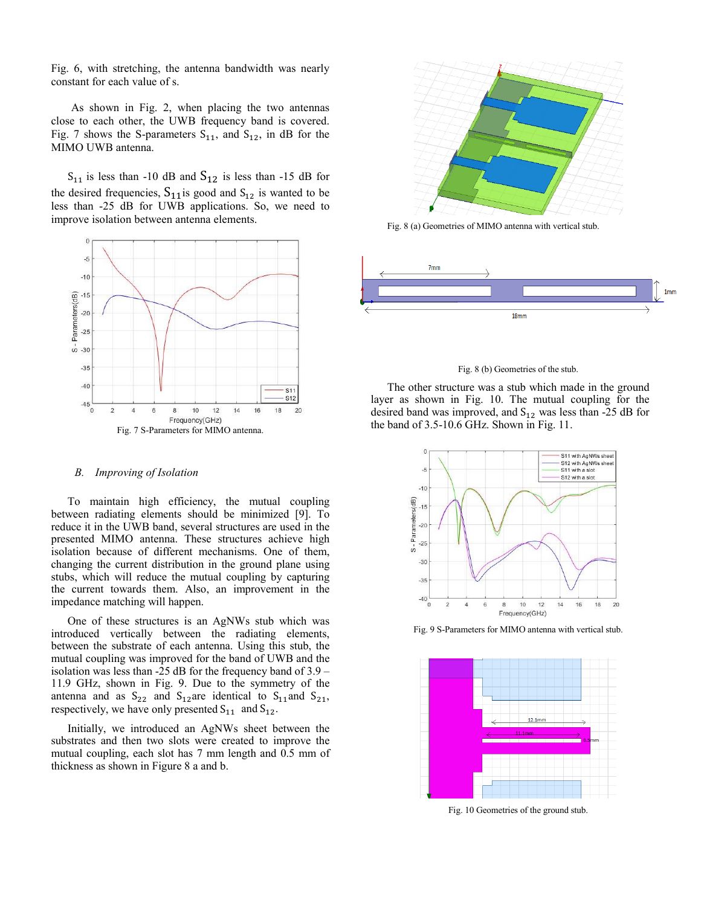Fig. 6, with stretching, the antenna bandwidth was nearly constant for each value of s.

As shown in Fig. 2, when placing the two antennas close to each other, the UWB frequency band is covered. Fig. 7 shows the S-parameters $S_{11}$, and $S_{12}$, in dB for the MIMO UWB antenna.

$S_{11}$ is less than -10 dB and $S_{12}$ is less than -15 dB for the desired frequencies, $S_{11}$ is good and $S_{12}$ is wanted to be less than -25 dB for UWB applications. So, we need to improve isolation between antenna elements.

Fig. 7 S-Parameters for MIMO antenna.

## B. *Improving of Isolation*

To maintain high efficiency, the mutual coupling between radiating elements should be minimized [9]. To reduce it in the UWB band, several structures are used in the presented MIMO antenna. These structures achieve high isolation because of different mechanisms. One of them, changing the current distribution in the ground plane using stubs, which will reduce the mutual coupling by capturing the current towards them. Also, an improvement in the impedance matching will happen.

One of these structures is an AgNWs stub which was introduced vertically between the radiating elements, between the substrate of each antenna. Using this stub, the mutual coupling was improved for the band of UWB and the isolation was less than -25 dB for the frequency band of 3.9 – 11.9 GHz, shown in Fig. 9. Due to the symmetry of the antenna and as $S_{22}$ and $S_{12}$ are identical to $S_{11}$ and $S_{21}$, respectively, we have only presented $S_{11}$ and $S_{12}$.

Initially, we introduced an AgNWs sheet between the substrates and then two slots were created to improve the mutual coupling, each slot has 7 mm length and 0.5 mm of thickness as shown in Figure 8 a and b.

Fig. 8 (a) Geometries of MIMO antenna with vertical stub.

Fig. 8 (b) Geometries of the stub.

The other structure was a stub which made in the ground layer as shown in Fig. 10. The mutual coupling for the desired band was improved, and $S_{12}$ was less than -25 dB for the band of 3.5-10.6 GHz. Shown in Fig. 11.

Fig. 9 S-Parameters for MIMO antenna with vertical stub.

Fig. 10 Geometries of the ground stub.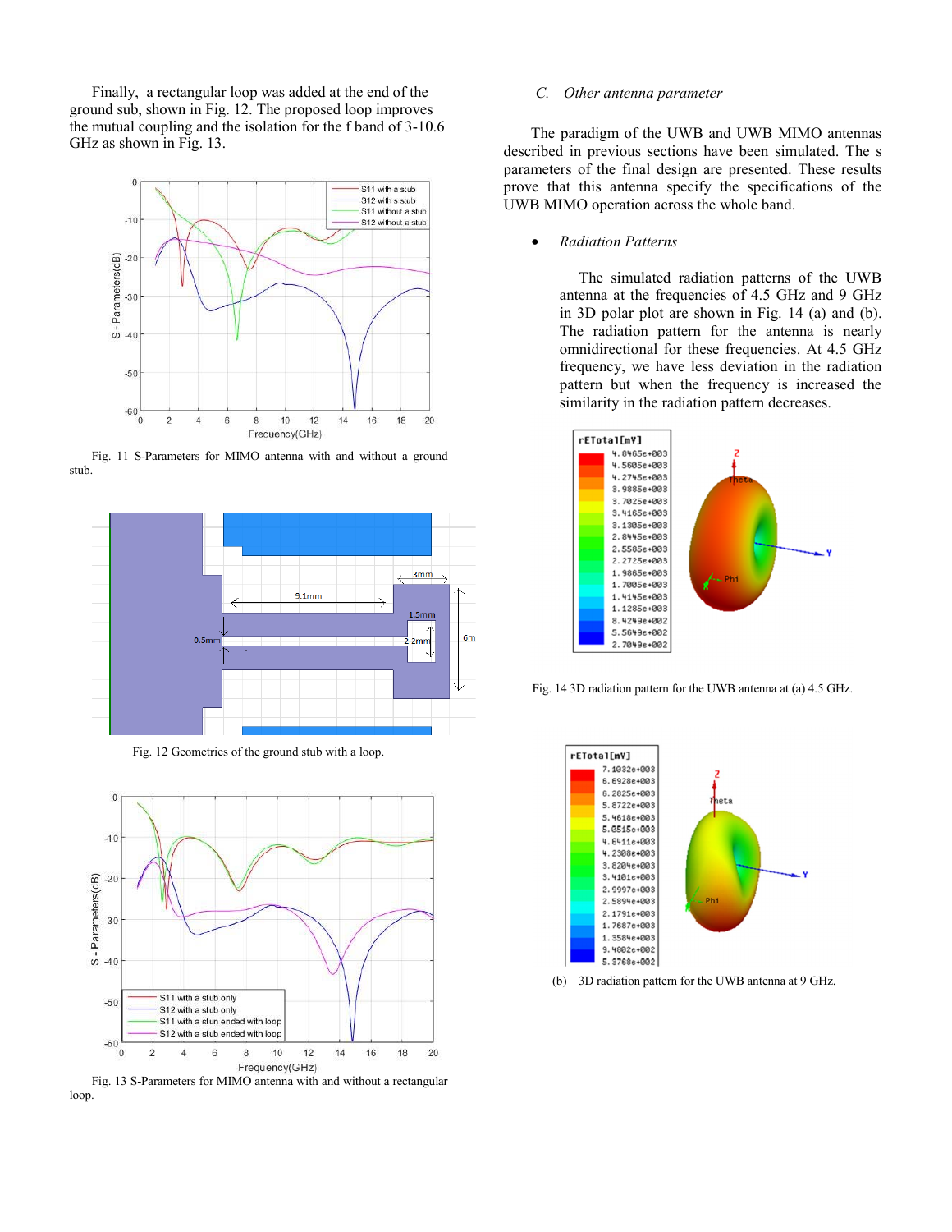Finally, a rectangular loop was added at the end of the ground sub, shown in Fig. 12. The proposed loop improves the mutual coupling and the isolation for the f band of 3-10.6 GHz as shown in Fig. 13.

Fig. 11 S-Parameters for MIMO antenna with and without a ground stub.

Fig. 12 Geometries of the ground stub with a loop.

Fig. 13 S-Parameters for MIMO antenna with and without a rectangular loop.

### C. *Other antenna parameter*

The paradigm of the UWB and UWB MIMO antennas described in previous sections have been simulated. The s parameters of the final design are presented. These results prove that this antenna specify the specifications of the UWB MIMO operation across the whole band.

- *Radiation Patterns*

The simulated radiation patterns of the UWB antenna at the frequencies of 4.5 GHz and 9 GHz in 3D polar plot are shown in Fig. 14 (a) and (b). The radiation pattern for the antenna is nearly omnidirectional for these frequencies. At 4.5 GHz frequency, we have less deviation in the radiation pattern but when the frequency is increased the similarity in the radiation pattern decreases.

Fig. 14 3D radiation pattern for the UWB antenna at (a) 4.5 GHz.

(b) 3D radiation pattern for the UWB antenna at 9 GHz.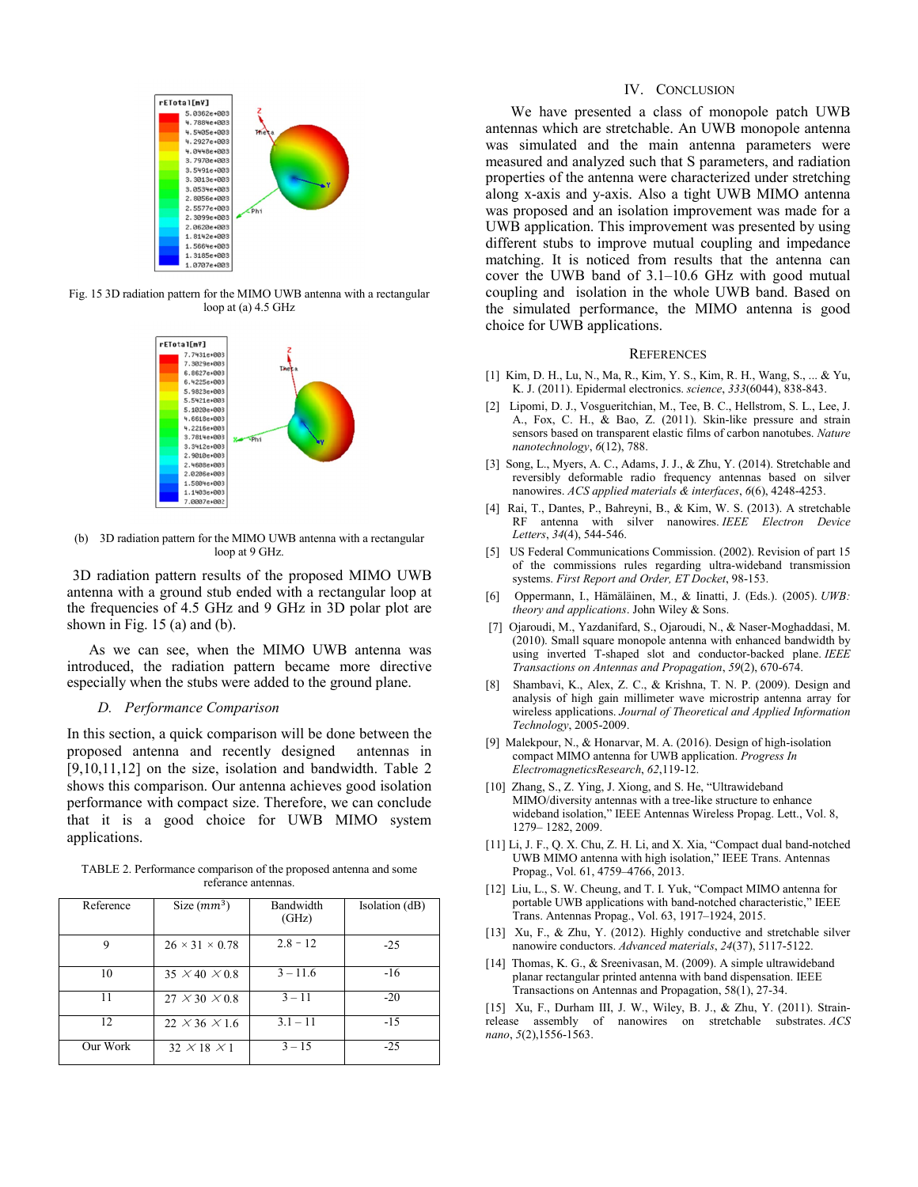rETotal[mV]
5.0362e+003
4.7884e+003
4.5405e+003
4.2927e+003
4.0448e+003
3.7970e+003
3.5491e+003
3.3013e+003
3.0534e+003
2.8056e+003
2.5577e+003
2.3099e+003
2.0620e+003
1.8142e+003
1.5664e+003
1.3185e+003
1.0707e+003

Z
Theta
Y
Phi

Fig. 15 3D radiation pattern for the MIMO UWB antenna with a rectangular loop at (a) 4.5 GHz

rETotal[mV]
7.7431e+003
7.3029e+003
6.8627e+003
6.4225e+003
5.9823e+003
5.5421e+003
5.1020e+003
4.6618e+003
4.2216e+003
3.7814e+003
3.3412e+003
2.9010e+003
2.4608e+003
2.0206e+003
1.5804e+003
1.1403e+003
7.0007e+002

Z
Theta
X
Phi
Y

(b) 3D radiation pattern for the MIMO UWB antenna with a rectangular loop at 9 GHz.

3D radiation pattern results of the proposed MIMO UWB antenna with a ground stub ended with a rectangular loop at the frequencies of 4.5 GHz and 9 GHz in 3D polar plot are shown in Fig. 15 (a) and (b).

As we can see, when the MIMO UWB antenna was introduced, the radiation pattern became more directive especially when the stubs were added to the ground plane.

### *D. Performance Comparison*

In this section, a quick comparison will be done between the proposed antenna and recently designed antennas in [9,10,11,12] on the size, isolation and bandwidth. Table 2 shows this comparison. Our antenna achieves good isolation performance with compact size. Therefore, we can conclude that it is a good choice for UWB MIMO system applications.

TABLE 2. Performance comparison of the proposed antenna and some referance antennas.

| Reference | Size ($mm^3$) | Bandwidth (GHz) | Isolation (dB) |
|---|---|---|---|
| 9 | 26 × 31 × 0.78 | 2.8 – 12 | -25 |
| 10 | 35 × 40 × 0.8 | 3 – 11.6 | -16 |
| 11 | 27 × 30 × 0.8 | 3 – 11 | -20 |
| 12 | 22 × 36 × 1.6 | 3.1 – 11 | -15 |
| Our Work | 32 × 18 × 1 | 3 – 15 | -25 |

## IV. Conclusion

We have presented a class of monopole patch UWB antennas which are stretchable. An UWB monopole antenna was simulated and the main antenna parameters were measured and analyzed such that S parameters, and radiation properties of the antenna were characterized under stretching along x-axis and y-axis. Also a tight UWB MIMO antenna was proposed and an isolation improvement was made for a UWB application. This improvement was presented by using different stubs to improve mutual coupling and impedance matching. It is noticed from results that the antenna can cover the UWB band of 3.1–10.6 GHz with good mutual coupling and isolation in the whole UWB band. Based on the simulated performance, the MIMO antenna is good choice for UWB applications.

## References

[1] Kim, D. H., Lu, N., Ma, R., Kim, Y. S., Kim, R. H., Wang, S., ... & Yu, K. J. (2011). Epidermal electronics. *science*, *333*(6044), 838-843.

[2] Lipomi, D. J., Vosgueritchian, M., Tee, B. C., Hellstrom, S. L., Lee, J. A., Fox, C. H., & Bao, Z. (2011). Skin-like pressure and strain sensors based on transparent elastic films of carbon nanotubes. *Nature nanotechnology*, *6*(12), 788.

[3] Song, L., Myers, A. C., Adams, J. J., & Zhu, Y. (2014). Stretchable and reversibly deformable radio frequency antennas based on silver nanowires. *ACS applied materials & interfaces*, *6*(6), 4248-4253.

[4] Rai, T., Dantes, P., Bahreyni, B., & Kim, W. S. (2013). A stretchable RF antenna with silver nanowires. *IEEE Electron Device Letters*, *34*(4), 544-546.

[5] US Federal Communications Commission. (2002). Revision of part 15 of the commissions rules regarding ultra-wideband transmission systems. *First Report and Order, ET Docket*, 98-153.

[6] Oppermann, I., Hämäläinen, M., & Iinatti, J. (Eds.). (2005). *UWB: theory and applications*. John Wiley & Sons.

[7] Ojaroudi, M., Yazdanifard, S., Ojaroudi, N., & Naser-Moghaddasi, M. (2010). Small square monopole antenna with enhanced bandwidth by using inverted T-shaped slot and conductor-backed plane. *IEEE Transactions on Antennas and Propagation*, *59*(2), 670-674.

[8] Shambavi, K., Alex, Z. C., & Krishna, T. N. P. (2009). Design and analysis of high gain millimeter wave microstrip antenna array for wireless applications. *Journal of Theoretical and Applied Information Technology*, 2005-2009.

[9] Malekpour, N., & Honarvar, M. A. (2016). Design of high-isolation compact MIMO antenna for UWB application. *Progress In ElectromagneticsResearch*, *62*,119-12.

[10] Zhang, S., Z. Ying, J. Xiong, and S. He, "Ultrawideband MIMO/diversity antennas with a tree-like structure to enhance wideband isolation," IEEE Antennas Wireless Propag. Lett., Vol. 8, 1279– 1282, 2009.

[11] Li, J. F., Q. X. Chu, Z. H. Li, and X. Xia, "Compact dual band-notched UWB MIMO antenna with high isolation," IEEE Trans. Antennas Propag., Vol. 61, 4759–4766, 2013.

[12] Liu, L., S. W. Cheung, and T. I. Yuk, "Compact MIMO antenna for portable UWB applications with band-notched characteristic," IEEE Trans. Antennas Propag., Vol. 63, 1917–1924, 2015.

[13] Xu, F., & Zhu, Y. (2012). Highly conductive and stretchable silver nanowire conductors. *Advanced materials*, *24*(37), 5117-5122.

[14] Thomas, K. G., & Sreenivasan, M. (2009). A simple ultrawideband planar rectangular printed antenna with band dispensation. IEEE Transactions on Antennas and Propagation, 58(1), 27-34.

[15] Xu, F., Durham III, J. W., Wiley, B. J., & Zhu, Y. (2011). Strain-release assembly of nanowires on stretchable substrates. *ACS nano*, *5*(2),1556-1563.